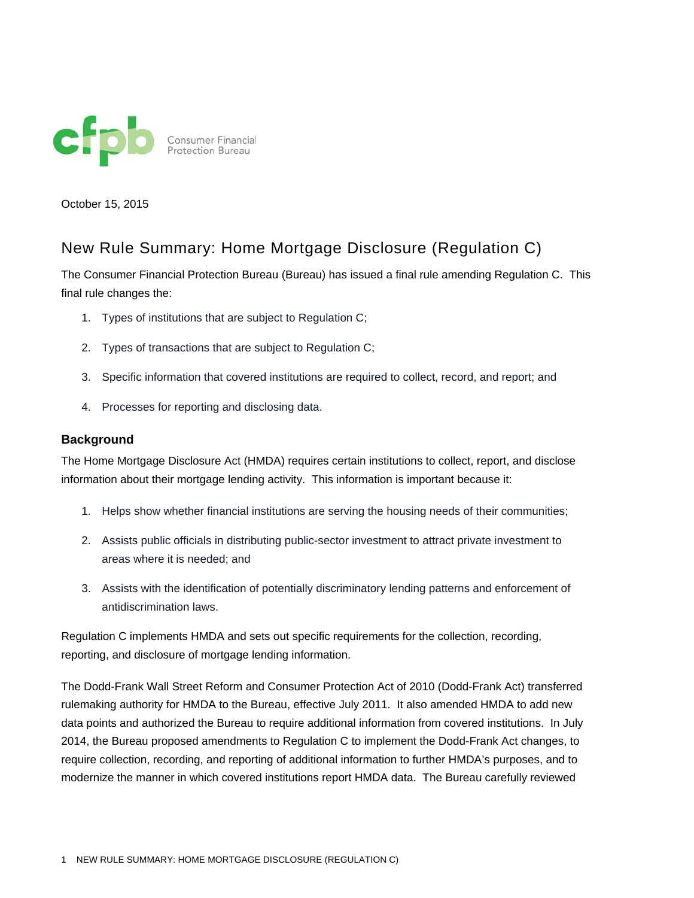October 15, 2015

# New Rule Summary: Home Mortgage Disclosure (Regulation C)

The Consumer Financial Protection Bureau (Bureau) has issued a final rule amending Regulation C. This final rule changes the:

1. Types of institutions that are subject to Regulation C;
2. Types of transactions that are subject to Regulation C;
3. Specific information that covered institutions are required to collect, record, and report; and
4. Processes for reporting and disclosing data.

## Background

The Home Mortgage Disclosure Act (HMDA) requires certain institutions to collect, report, and disclose information about their mortgage lending activity. This information is important because it:

1. Helps show whether financial institutions are serving the housing needs of their communities;
2. Assists public officials in distributing public-sector investment to attract private investment to areas where it is needed; and
3. Assists with the identification of potentially discriminatory lending patterns and enforcement of antidiscrimination laws.

Regulation C implements HMDA and sets out specific requirements for the collection, recording, reporting, and disclosure of mortgage lending information.

The Dodd-Frank Wall Street Reform and Consumer Protection Act of 2010 (Dodd-Frank Act) transferred rulemaking authority for HMDA to the Bureau, effective July 2011. It also amended HMDA to add new data points and authorized the Bureau to require additional information from covered institutions. In July 2014, the Bureau proposed amendments to Regulation C to implement the Dodd-Frank Act changes, to require collection, recording, and reporting of additional information to further HMDA's purposes, and to modernize the manner in which covered institutions report HMDA data. The Bureau carefully reviewed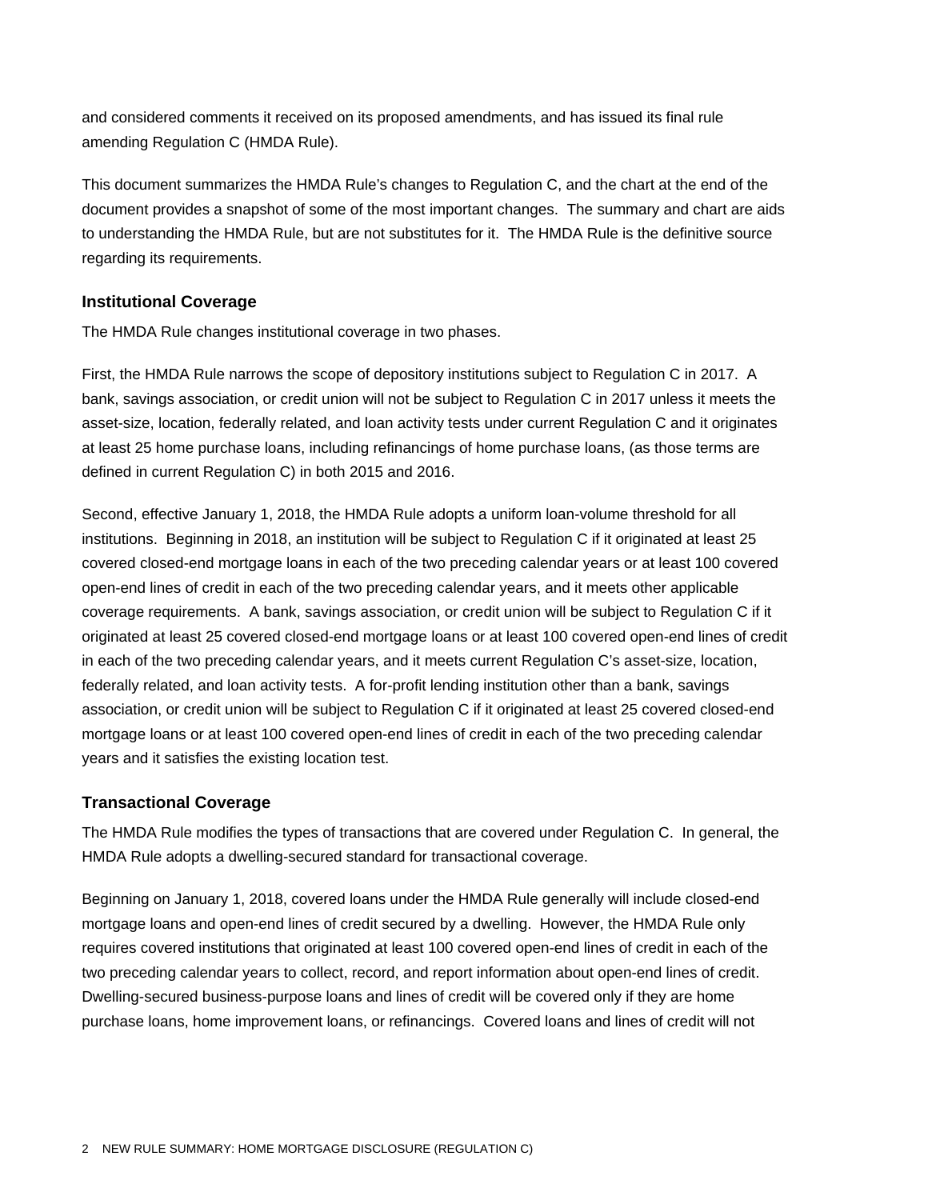and considered comments it received on its proposed amendments, and has issued its final rule amending Regulation C (HMDA Rule).

This document summarizes the HMDA Rule's changes to Regulation C, and the chart at the end of the document provides a snapshot of some of the most important changes. The summary and chart are aids to understanding the HMDA Rule, but are not substitutes for it. The HMDA Rule is the definitive source regarding its requirements.

### Institutional Coverage

The HMDA Rule changes institutional coverage in two phases.

First, the HMDA Rule narrows the scope of depository institutions subject to Regulation C in 2017. A bank, savings association, or credit union will not be subject to Regulation C in 2017 unless it meets the asset-size, location, federally related, and loan activity tests under current Regulation C and it originates at least 25 home purchase loans, including refinancings of home purchase loans, (as those terms are defined in current Regulation C) in both 2015 and 2016.

Second, effective January 1, 2018, the HMDA Rule adopts a uniform loan-volume threshold for all institutions. Beginning in 2018, an institution will be subject to Regulation C if it originated at least 25 covered closed-end mortgage loans in each of the two preceding calendar years or at least 100 covered open-end lines of credit in each of the two preceding calendar years, and it meets other applicable coverage requirements. A bank, savings association, or credit union will be subject to Regulation C if it originated at least 25 covered closed-end mortgage loans or at least 100 covered open-end lines of credit in each of the two preceding calendar years, and it meets current Regulation C's asset-size, location, federally related, and loan activity tests. A for-profit lending institution other than a bank, savings association, or credit union will be subject to Regulation C if it originated at least 25 covered closed-end mortgage loans or at least 100 covered open-end lines of credit in each of the two preceding calendar years and it satisfies the existing location test.

### Transactional Coverage

The HMDA Rule modifies the types of transactions that are covered under Regulation C. In general, the HMDA Rule adopts a dwelling-secured standard for transactional coverage.

Beginning on January 1, 2018, covered loans under the HMDA Rule generally will include closed-end mortgage loans and open-end lines of credit secured by a dwelling. However, the HMDA Rule only requires covered institutions that originated at least 100 covered open-end lines of credit in each of the two preceding calendar years to collect, record, and report information about open-end lines of credit. Dwelling-secured business-purpose loans and lines of credit will be covered only if they are home purchase loans, home improvement loans, or refinancings. Covered loans and lines of credit will not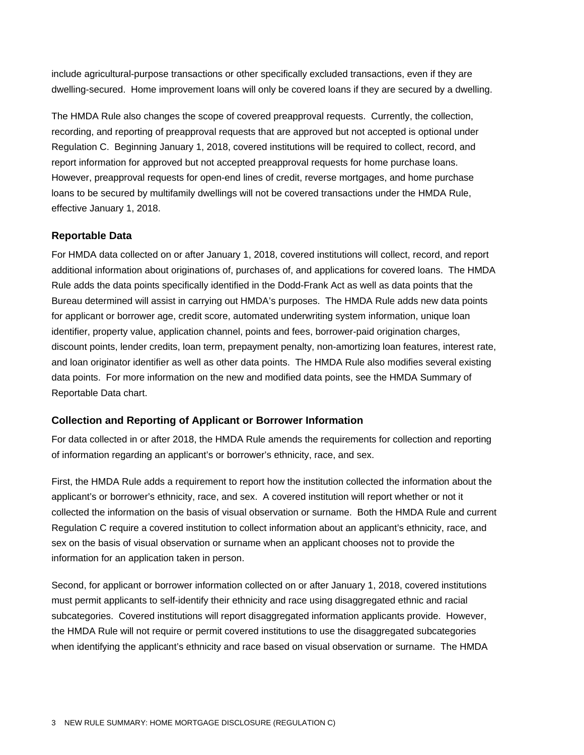include agricultural-purpose transactions or other specifically excluded transactions, even if they are dwelling-secured.  Home improvement loans will only be covered loans if they are secured by a dwelling.

The HMDA Rule also changes the scope of covered preapproval requests.  Currently, the collection, recording, and reporting of preapproval requests that are approved but not accepted is optional under Regulation C.  Beginning January 1, 2018, covered institutions will be required to collect, record, and report information for approved but not accepted preapproval requests for home purchase loans.  However, preapproval requests for open-end lines of credit, reverse mortgages, and home purchase loans to be secured by multifamily dwellings will not be covered transactions under the HMDA Rule, effective January 1, 2018.

### Reportable Data

For HMDA data collected on or after January 1, 2018, covered institutions will collect, record, and report additional information about originations of, purchases of, and applications for covered loans.  The HMDA Rule adds the data points specifically identified in the Dodd-Frank Act as well as data points that the Bureau determined will assist in carrying out HMDA's purposes.  The HMDA Rule adds new data points for applicant or borrower age, credit score, automated underwriting system information, unique loan identifier, property value, application channel, points and fees, borrower-paid origination charges, discount points, lender credits, loan term, prepayment penalty, non-amortizing loan features, interest rate, and loan originator identifier as well as other data points.  The HMDA Rule also modifies several existing data points.  For more information on the new and modified data points, see the HMDA Summary of Reportable Data chart.

### Collection and Reporting of Applicant or Borrower Information

For data collected in or after 2018, the HMDA Rule amends the requirements for collection and reporting of information regarding an applicant's or borrower's ethnicity, race, and sex.

First, the HMDA Rule adds a requirement to report how the institution collected the information about the applicant's or borrower's ethnicity, race, and sex.  A covered institution will report whether or not it collected the information on the basis of visual observation or surname.  Both the HMDA Rule and current Regulation C require a covered institution to collect information about an applicant's ethnicity, race, and sex on the basis of visual observation or surname when an applicant chooses not to provide the information for an application taken in person.

Second, for applicant or borrower information collected on or after January 1, 2018, covered institutions must permit applicants to self-identify their ethnicity and race using disaggregated ethnic and racial subcategories.  Covered institutions will report disaggregated information applicants provide.  However, the HMDA Rule will not require or permit covered institutions to use the disaggregated subcategories when identifying the applicant's ethnicity and race based on visual observation or surname.  The HMDA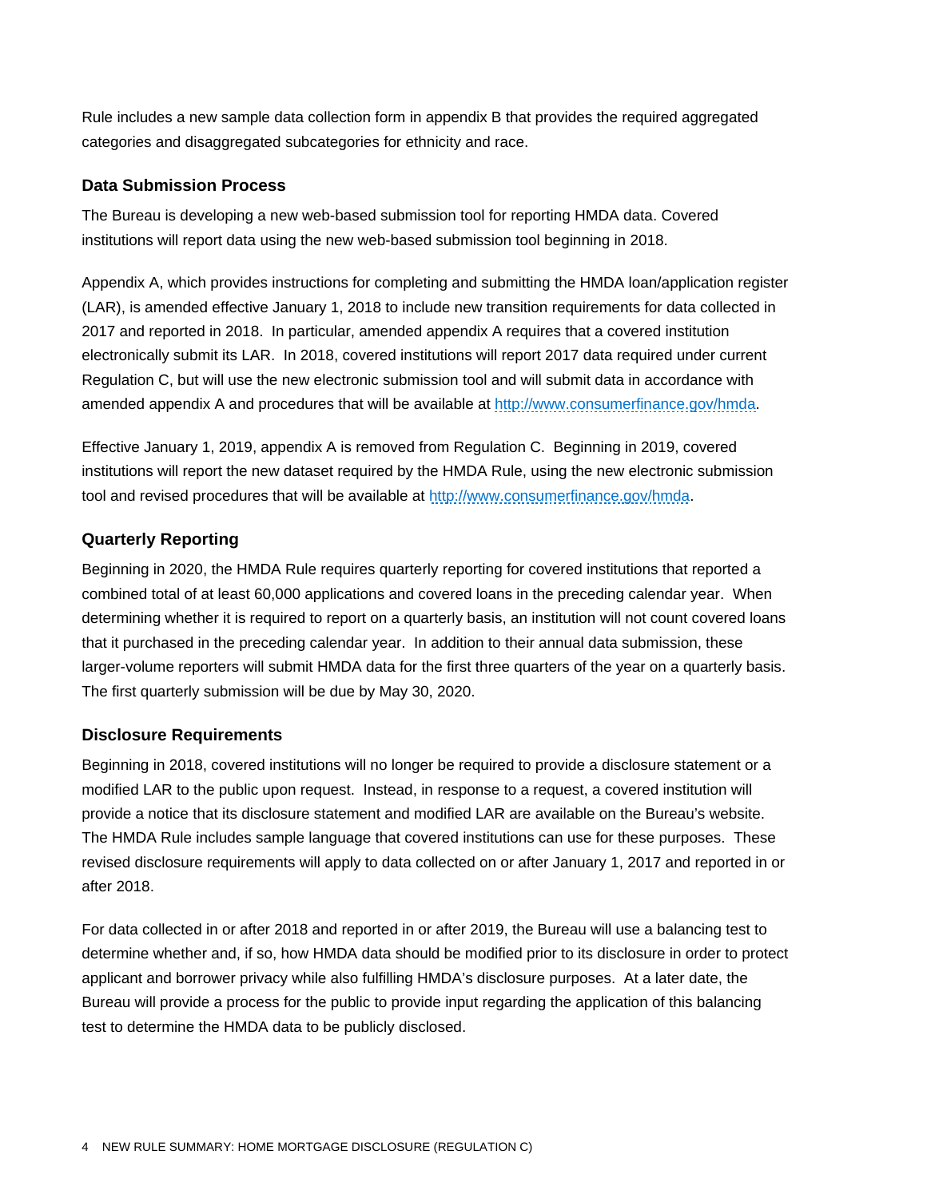Rule includes a new sample data collection form in appendix B that provides the required aggregated categories and disaggregated subcategories for ethnicity and race.

### Data Submission Process

The Bureau is developing a new web-based submission tool for reporting HMDA data. Covered institutions will report data using the new web-based submission tool beginning in 2018.

Appendix A, which provides instructions for completing and submitting the HMDA loan/application register (LAR), is amended effective January 1, 2018 to include new transition requirements for data collected in 2017 and reported in 2018. In particular, amended appendix A requires that a covered institution electronically submit its LAR. In 2018, covered institutions will report 2017 data required under current Regulation C, but will use the new electronic submission tool and will submit data in accordance with amended appendix A and procedures that will be available at http://www.consumerfinance.gov/hmda.

Effective January 1, 2019, appendix A is removed from Regulation C. Beginning in 2019, covered institutions will report the new dataset required by the HMDA Rule, using the new electronic submission tool and revised procedures that will be available at http://www.consumerfinance.gov/hmda.

### Quarterly Reporting

Beginning in 2020, the HMDA Rule requires quarterly reporting for covered institutions that reported a combined total of at least 60,000 applications and covered loans in the preceding calendar year. When determining whether it is required to report on a quarterly basis, an institution will not count covered loans that it purchased in the preceding calendar year. In addition to their annual data submission, these larger-volume reporters will submit HMDA data for the first three quarters of the year on a quarterly basis. The first quarterly submission will be due by May 30, 2020.

### Disclosure Requirements

Beginning in 2018, covered institutions will no longer be required to provide a disclosure statement or a modified LAR to the public upon request. Instead, in response to a request, a covered institution will provide a notice that its disclosure statement and modified LAR are available on the Bureau's website. The HMDA Rule includes sample language that covered institutions can use for these purposes. These revised disclosure requirements will apply to data collected on or after January 1, 2017 and reported in or after 2018.

For data collected in or after 2018 and reported in or after 2019, the Bureau will use a balancing test to determine whether and, if so, how HMDA data should be modified prior to its disclosure in order to protect applicant and borrower privacy while also fulfilling HMDA's disclosure purposes. At a later date, the Bureau will provide a process for the public to provide input regarding the application of this balancing test to determine the HMDA data to be publicly disclosed.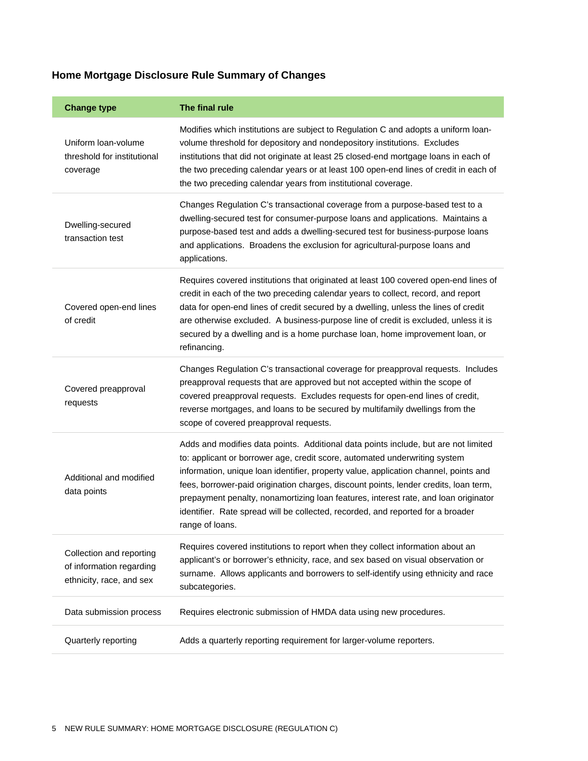### Home Mortgage Disclosure Rule Summary of Changes

| Change type | The final rule |
| --- | --- |
| Uniform loan-volume threshold for institutional coverage | Modifies which institutions are subject to Regulation C and adopts a uniform loan-volume threshold for depository and nondepository institutions. Excludes institutions that did not originate at least 25 closed-end mortgage loans in each of the two preceding calendar years or at least 100 open-end lines of credit in each of the two preceding calendar years from institutional coverage. |
| Dwelling-secured transaction test | Changes Regulation C's transactional coverage from a purpose-based test to a dwelling-secured test for consumer-purpose loans and applications. Maintains a purpose-based test and adds a dwelling-secured test for business-purpose loans and applications. Broadens the exclusion for agricultural-purpose loans and applications. |
| Covered open-end lines of credit | Requires covered institutions that originated at least 100 covered open-end lines of credit in each of the two preceding calendar years to collect, record, and report data for open-end lines of credit secured by a dwelling, unless the lines of credit are otherwise excluded. A business-purpose line of credit is excluded, unless it is secured by a dwelling and is a home purchase loan, home improvement loan, or refinancing. |
| Covered preapproval requests | Changes Regulation C's transactional coverage for preapproval requests. Includes preapproval requests that are approved but not accepted within the scope of covered preapproval requests. Excludes requests for open-end lines of credit, reverse mortgages, and loans to be secured by multifamily dwellings from the scope of covered preapproval requests. |
| Additional and modified data points | Adds and modifies data points. Additional data points include, but are not limited to: applicant or borrower age, credit score, automated underwriting system information, unique loan identifier, property value, application channel, points and fees, borrower-paid origination charges, discount points, lender credits, loan term, prepayment penalty, nonamortizing loan features, interest rate, and loan originator identifier. Rate spread will be collected, recorded, and reported for a broader range of loans. |
| Collection and reporting of information regarding ethnicity, race, and sex | Requires covered institutions to report when they collect information about an applicant's or borrower's ethnicity, race, and sex based on visual observation or surname. Allows applicants and borrowers to self-identify using ethnicity and race subcategories. |
| Data submission process | Requires electronic submission of HMDA data using new procedures. |
| Quarterly reporting | Adds a quarterly reporting requirement for larger-volume reporters. |